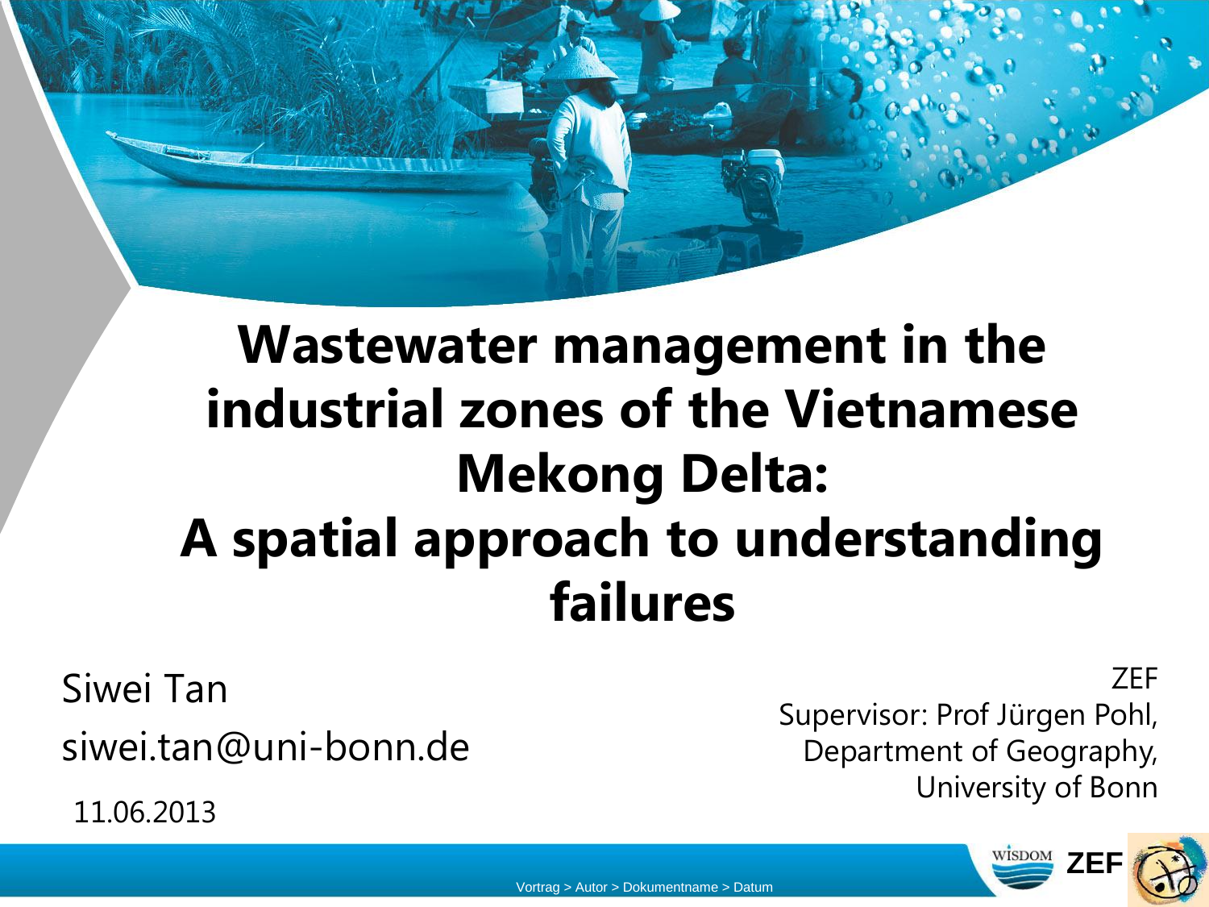# Wastewater management in the industrial zones of the Vietnamese Mekong Delta: A spatial approach to understanding failures

Siwei Tan

siwei.tan@uni-bonn.de

11.06.2013

ZEF

Supervisor: Prof Jürgen Pohl, Department of Geography, University of Bonn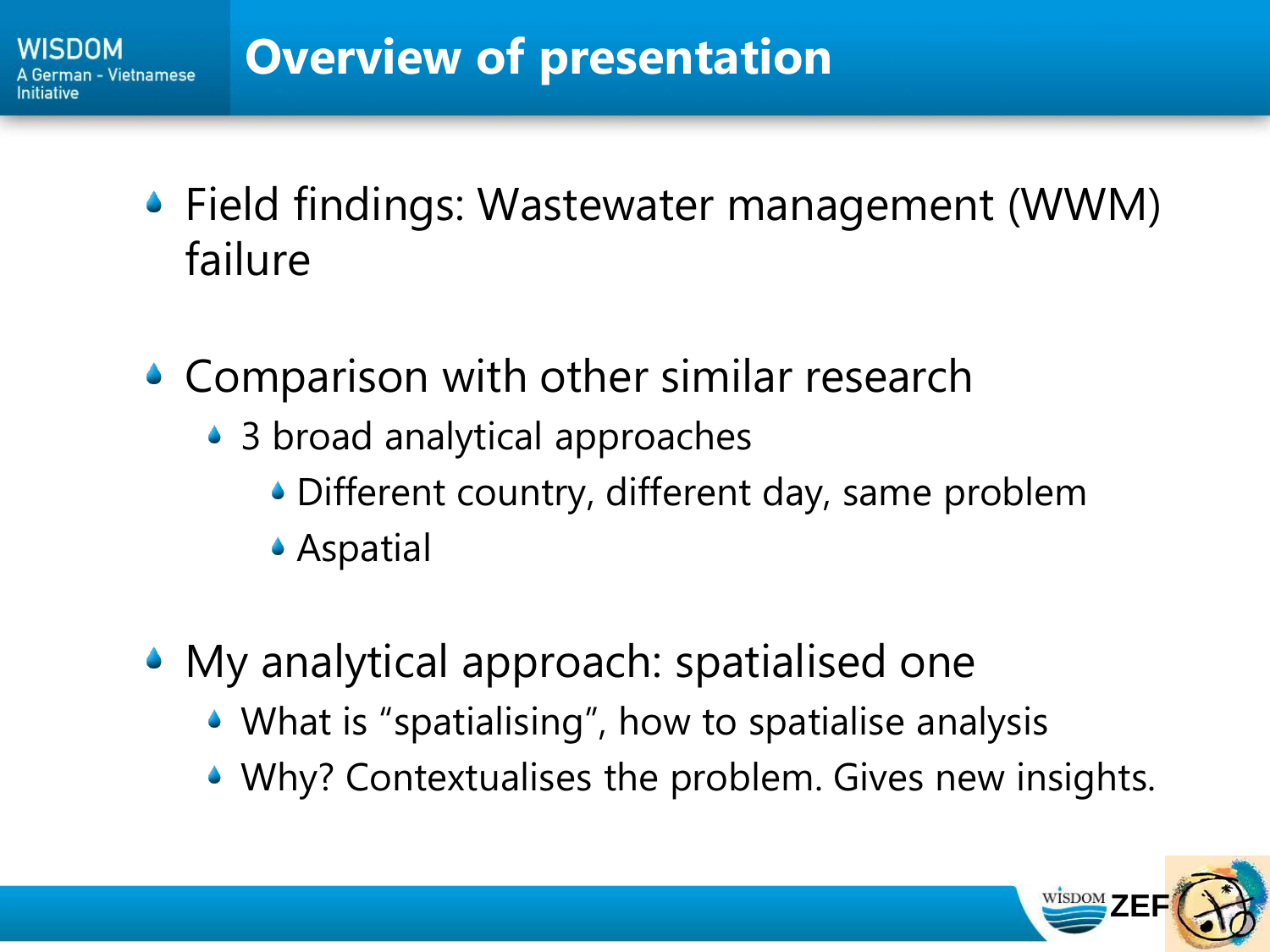# Overview of presentation

- Field findings: Wastewater management (WWM) failure
- Comparison with other similar research
  - 3 broad analytical approaches
    - Different country, different day, same problem
    - Aspatial
- My analytical approach: spatialised one
  - What is "spatialising", how to spatialise analysis
  - Why? Contextualises the problem. Gives new insights.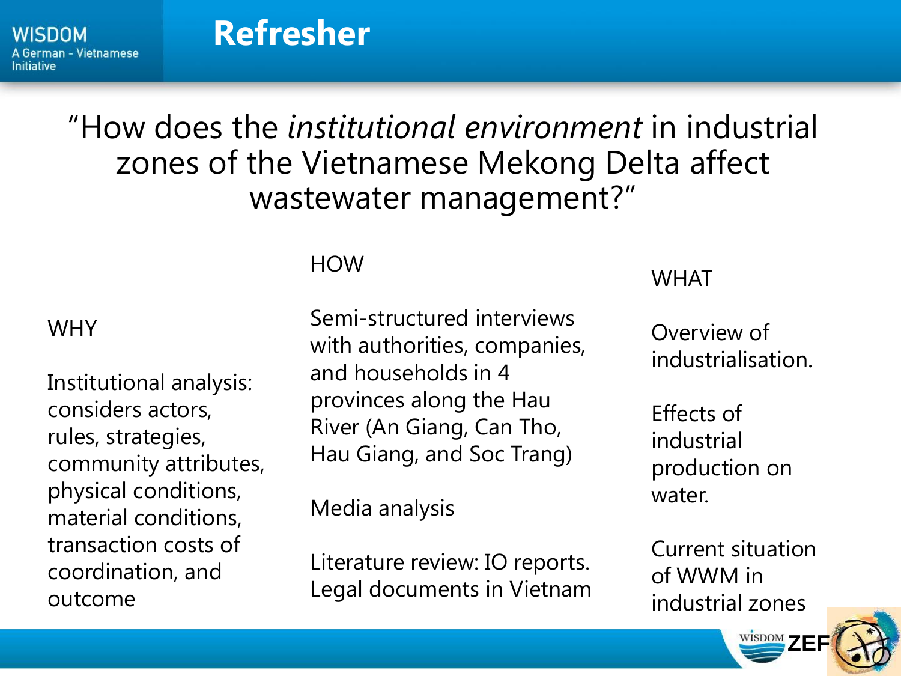# Refresher

"How does the *institutional environment* in industrial zones of the Vietnamese Mekong Delta affect wastewater management?"

WHY

Institutional analysis: considers actors, rules, strategies, community attributes, physical conditions, material conditions, transaction costs of coordination, and outcome

HOW

Semi-structured interviews with authorities, companies, and households in 4 provinces along the Hau River (An Giang, Can Tho, Hau Giang, and Soc Trang)

Media analysis

Literature review: IO reports. Legal documents in Vietnam

WHAT

Overview of industrialisation.

Effects of industrial production on water.

Current situation of WWM in industrial zones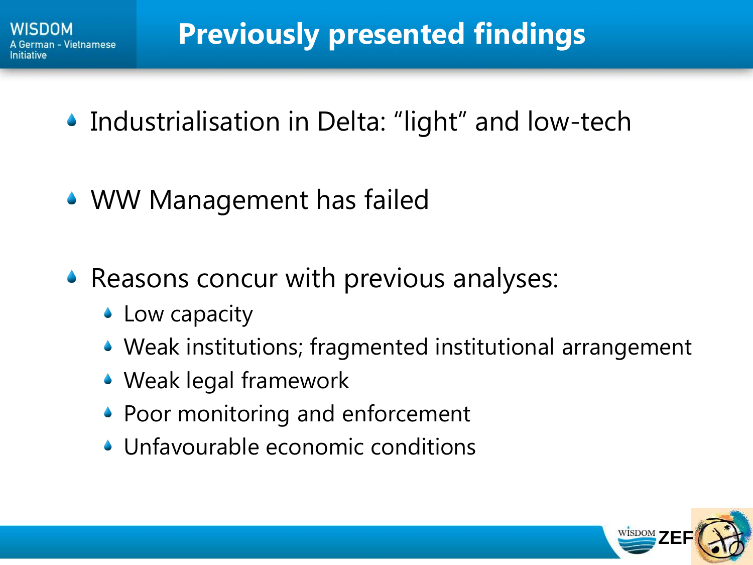# Previously presented findings

- Industrialisation in Delta: “light” and low-tech
- WW Management has failed
- Reasons concur with previous analyses:
  - Low capacity
  - Weak institutions; fragmented institutional arrangement
  - Weak legal framework
  - Poor monitoring and enforcement
  - Unfavourable economic conditions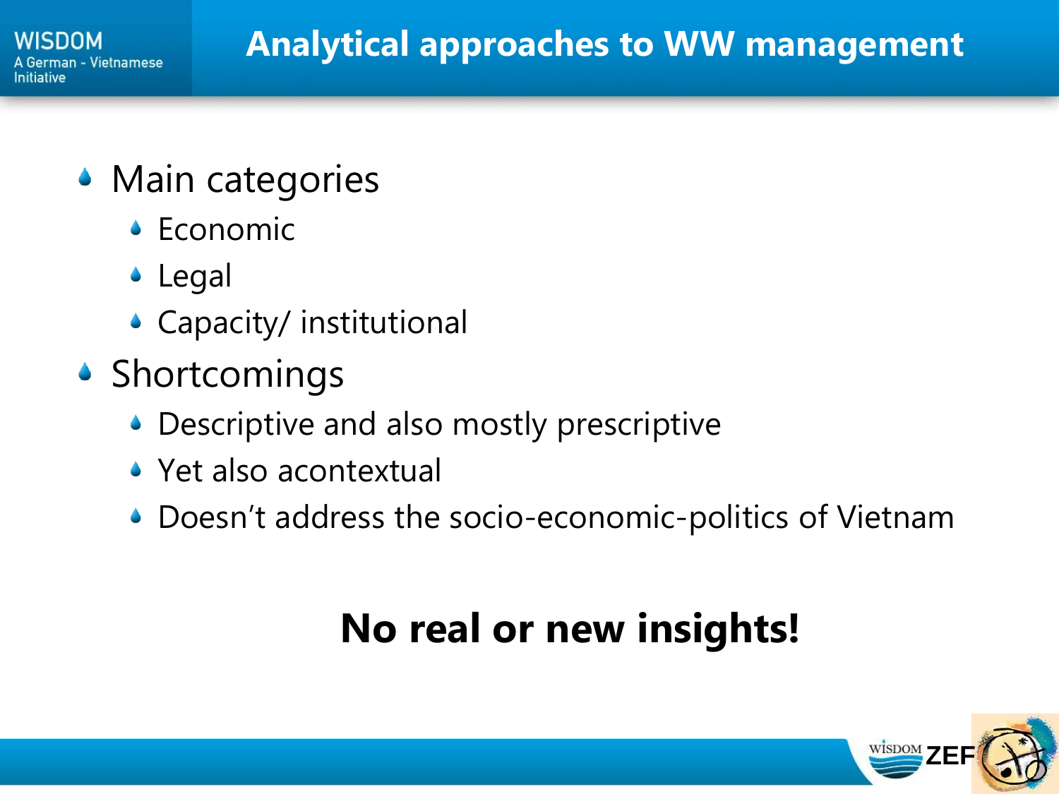# Analytical approaches to WW management

- Main categories
  - Economic
  - Legal
  - Capacity/ institutional
- Shortcomings
  - Descriptive and also mostly prescriptive
  - Yet also acontextual
  - Doesn't address the socio-economic-politics of Vietnam

**No real or new insights!**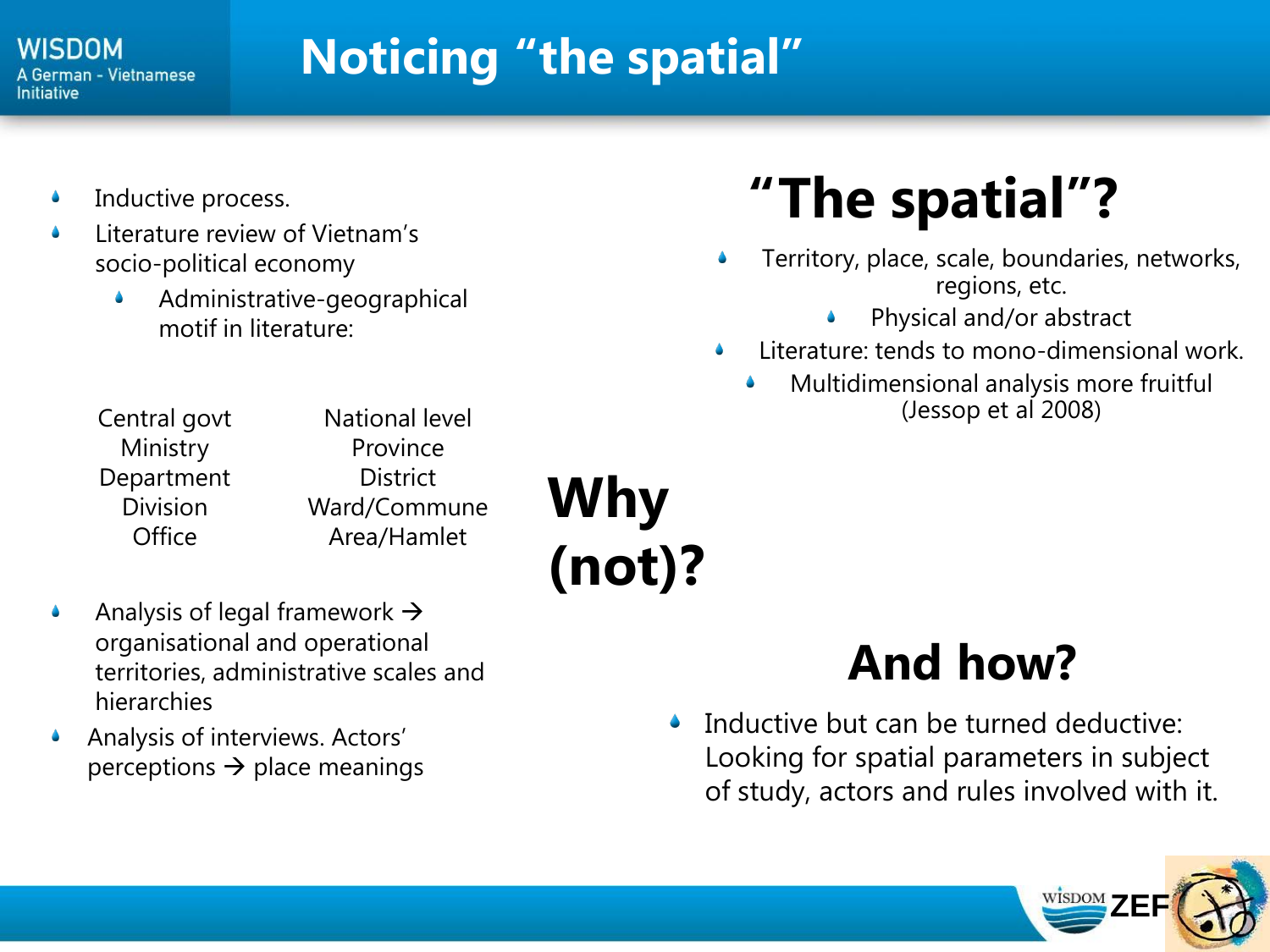# Noticing "the spatial"

- Inductive process.
- Literature review of Vietnam's socio-political economy
  - Administrative-geographical motif in literature:

| | |
|---|---|
| Central govt | National level |
| Ministry | Province |
| Department | District |
| Division | Ward/Commune |
| Office | Area/Hamlet |

- Analysis of legal framework → organisational and operational territories, administrative scales and hierarchies
- Analysis of interviews. Actors' perceptions → place meanings

## Why (not)?

## "The spatial"?

- Territory, place, scale, boundaries, networks, regions, etc.
  - Physical and/or abstract
- Literature: tends to mono-dimensional work.
  - Multidimensional analysis more fruitful (Jessop et al 2008)

## And how?

- Inductive but can be turned deductive: Looking for spatial parameters in subject of study, actors and rules involved with it.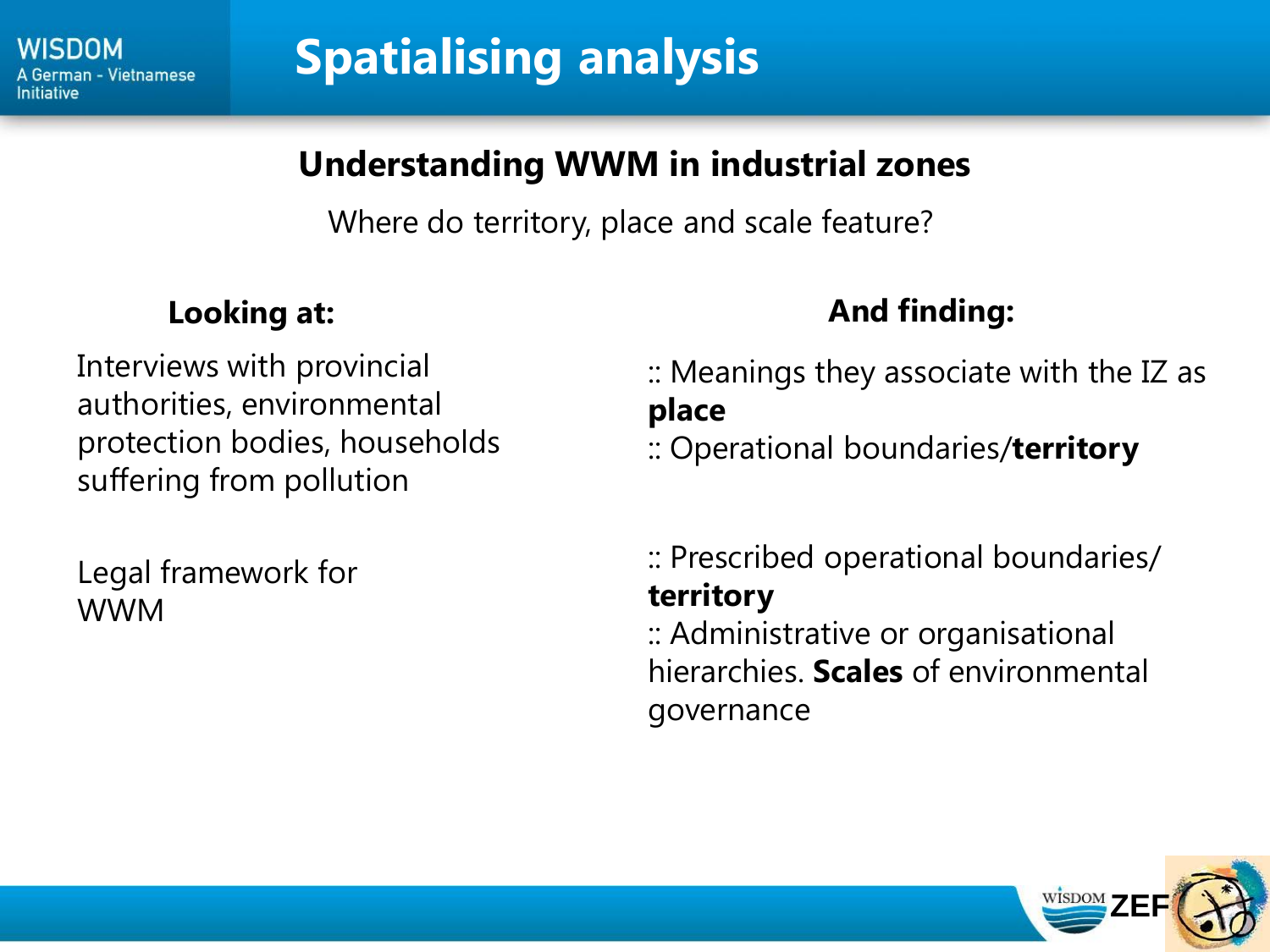# Spatialising analysis

## Understanding WWM in industrial zones

Where do territory, place and scale feature?

| Looking at: | And finding: |
| --- | --- |
| Interviews with provincial authorities, environmental protection bodies, households suffering from pollution | :: Meanings they associate with the IZ as **place**<br>:: Operational boundaries/**territory** |
| Legal framework for WWM | :: Prescribed operational boundaries/ **territory**<br>:: Administrative or organisational hierarchies. **Scales** of environmental governance |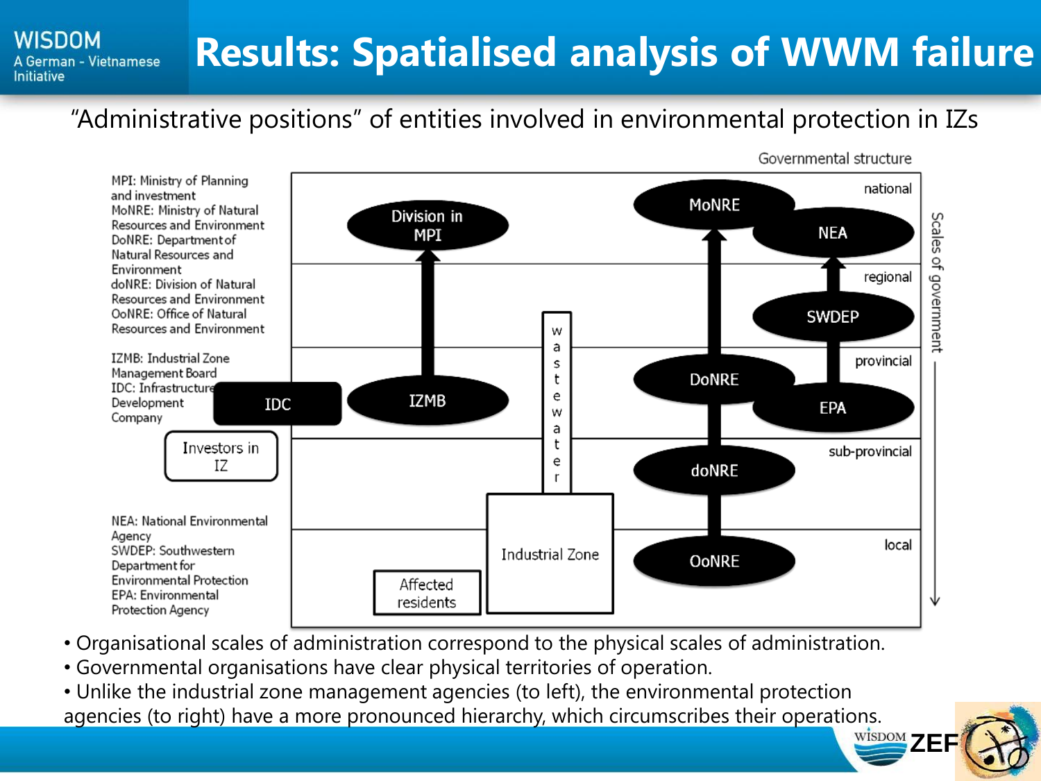# Results: Spatialised analysis of WWM failure

"Administrative positions" of entities involved in environmental protection in IZs

MPI: Ministry of Planning and investment
MoNRE: Ministry of Natural Resources and Environment
DoNRE: Department of Natural Resources and Environment
doNRE: Division of Natural Resources and Environment
OoNRE: Office of Natural Resources and Environment

IZMB: Industrial Zone Management Board
IDC: Infrastructure Development Company

NEA: National Environmental Agency
SWDEP: Southwestern Department for Environmental Protection
EPA: Environmental Protection Agency

Governmental structure

Scales of government: national, regional, provincial, sub-provincial, local

Division in MPI, IZMB, IDC, Investors in IZ, wastewater, Industrial Zone, Affected residents, MoNRE, NEA, SWDEP, DoNRE, EPA, doNRE, OoNRE

- Organisational scales of administration correspond to the physical scales of administration.
- Governmental organisations have clear physical territories of operation.
- Unlike the industrial zone management agencies (to left), the environmental protection agencies (to right) have a more pronounced hierarchy, which circumscribes their operations.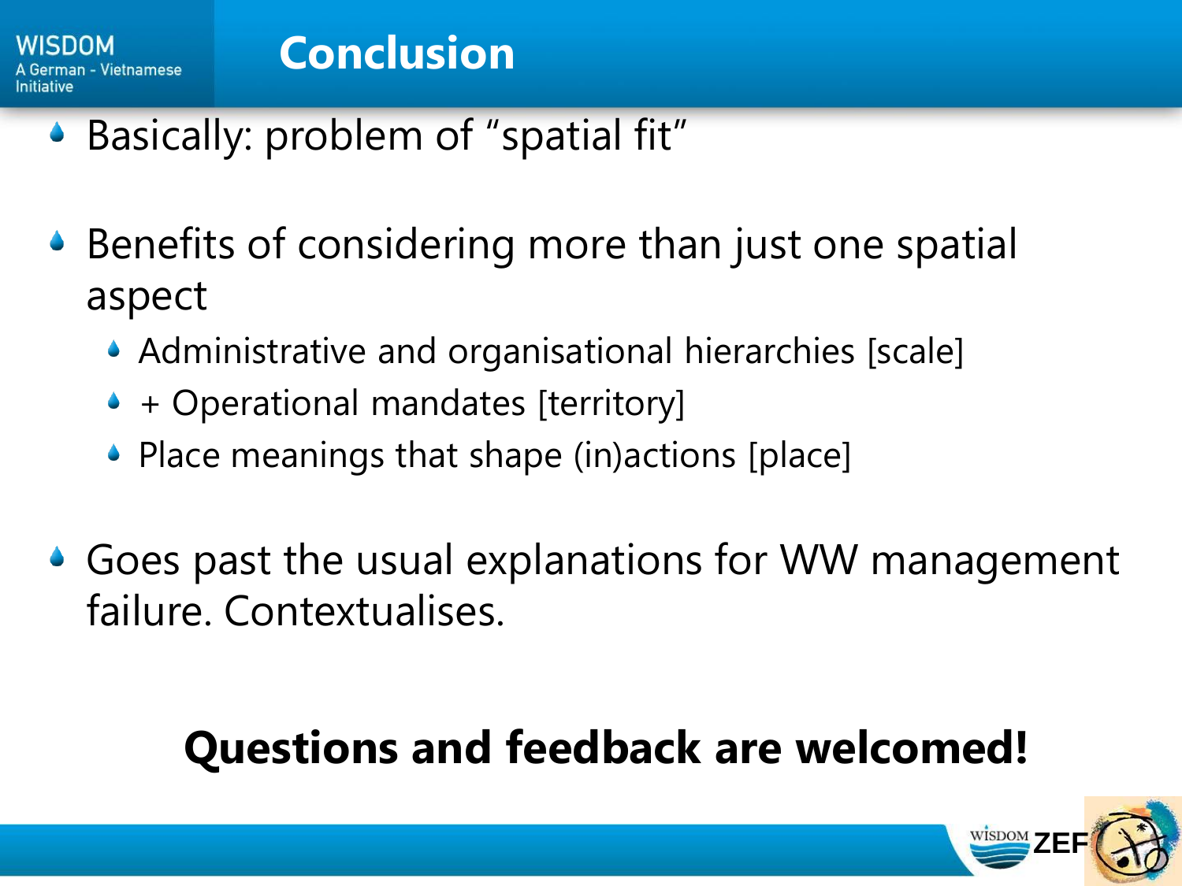# Conclusion

- Basically: problem of "spatial fit"
- Benefits of considering more than just one spatial aspect
  - Administrative and organisational hierarchies [scale]
  - + Operational mandates [territory]
  - Place meanings that shape (in)actions [place]
- Goes past the usual explanations for WW management failure. Contextualises.

**Questions and feedback are welcomed!**